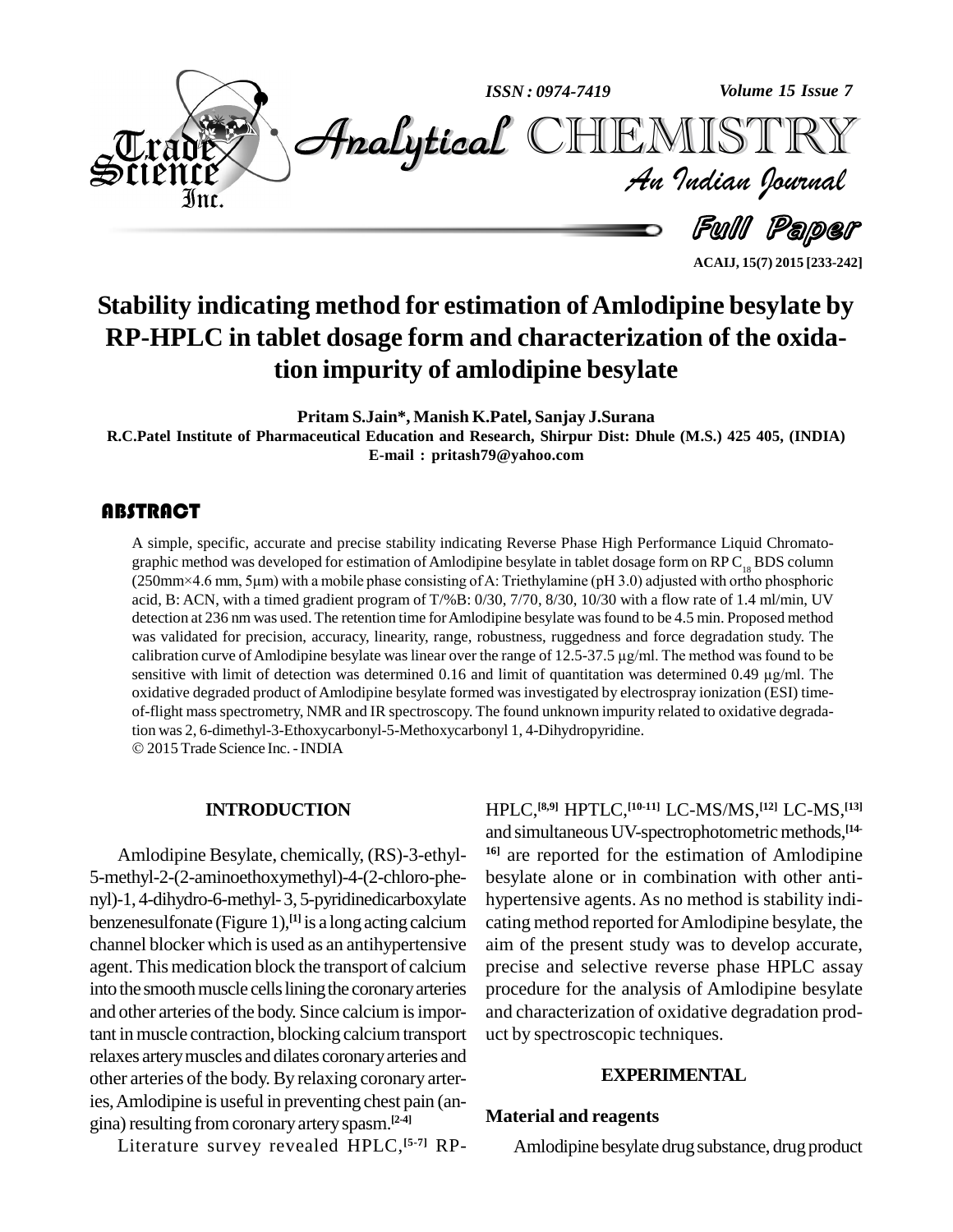# Stability indicating method for estimation of Amlodipine besylate by RP-HPLC in tablet dosage form and characterization of the oxidation impurity of amlodipine besylate

**Pritam S.Jain*, Manish K.Patel, Sanjay J.Surana**

**R.C.Patel Institute of Pharmaceutical Education and Research, Shirpur Dist: Dhule (M.S.) 425 405, (INDIA)**

**E-mail : pritash79@yahoo.com**

## ABSTRACT

A simple, specific, accurate and precise stability indicating Reverse Phase High Performance Liquid Chromatographic method was developed for estimation of Amlodipine besylate in tablet dosage form on RP $C_{18}$ BDS column (250mm×4.6 mm, 5μm) with a mobile phase consisting of A: Triethylamine (pH 3.0) adjusted with ortho phosphoric acid, B: ACN, with a timed gradient program of T/%B: 0/30, 7/70, 8/30, 10/30 with a flow rate of 1.4 ml/min, UV detection at 236 nm was used. The retention time for Amlodipine besylate was found to be 4.5 min. Proposed method was validated for precision, accuracy, linearity, range, robustness, ruggedness and force degradation study. The calibration curve of Amlodipine besylate was linear over the range of 12.5-37.5 μg/ml. The method was found to be sensitive with limit of detection was determined 0.16 and limit of quantitation was determined 0.49 μg/ml. The oxidative degraded product of Amlodipine besylate formed was investigated by electrospray ionization (ESI) time-of-flight mass spectrometry, NMR and IR spectroscopy. The found unknown impurity related to oxidative degradation was 2, 6-dimethyl-3-Ethoxycarbonyl-5-Methoxycarbonyl 1, 4-Dihydropyridine.

© 2015 Trade Science Inc. - INDIA

## INTRODUCTION

Amlodipine Besylate, chemically, (RS)-3-ethyl-5-methyl-2-(2-aminoethoxymethyl)-4-(2-chloro-phenyl)-1, 4-dihydro-6-methyl- 3, 5-pyridinedicarboxylate benzenesulfonate (Figure 1),[1] is a long acting calcium channel blocker which is used as an antihypertensive agent. This medication block the transport of calcium into the smooth muscle cells lining the coronary arteries and other arteries of the body. Since calcium is important in muscle contraction, blocking calcium transport relaxes artery muscles and dilates coronary arteries and other arteries of the body. By relaxing coronary arteries, Amlodipine is useful in preventing chest pain (angina) resulting from coronary artery spasm.[2-4]

Literature survey revealed HPLC,[5-7] RP-HPLC,[8,9] HPTLC,[10-11] LC-MS/MS,[12] LC-MS,[13] and simultaneous UV-spectrophotometric methods,[14-16] are reported for the estimation of Amlodipine besylate alone or in combination with other anti-hypertensive agents. As no method is stability indicating method reported for Amlodipine besylate, the aim of the present study was to develop accurate, precise and selective reverse phase HPLC assay procedure for the analysis of Amlodipine besylate and characterization of oxidative degradation product by spectroscopic techniques.

## EXPERIMENTAL

### Material and reagents

Amlodipine besylate drug substance, drug product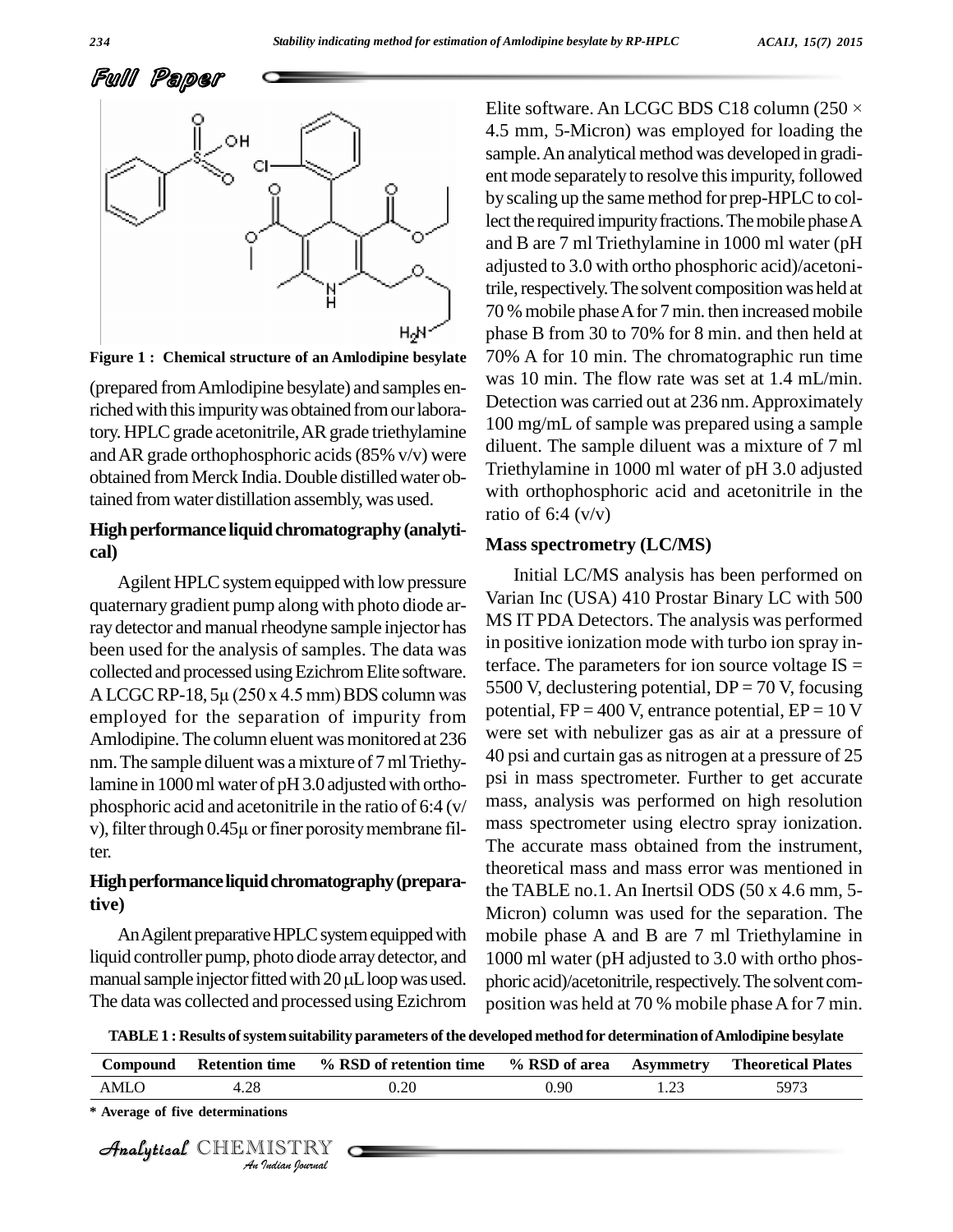Figure 1 : Chemical structure of an Amlodipine besylate

(prepared from Amlodipine besylate) and samples enriched with this impurity was obtained from our laboratory. HPLC grade acetonitrile, AR grade triethylamine and AR grade orthophosphoric acids (85% v/v) were obtained from Merck India. Double distilled water obtained from water distillation assembly, was used.

## High performance liquid chromatography (analytical)

Agilent HPLC system equipped with low pressure quaternary gradient pump along with photo diode array detector and manual rheodyne sample injector has been used for the analysis of samples. The data was collected and processed using Ezichrom Elite software. A LCGC RP-18, 5μ (250 x 4.5 mm) BDS column was employed for the separation of impurity from Amlodipine. The column eluent was monitored at 236 nm. The sample diluent was a mixture of 7 ml Triethylamine in 1000 ml water of pH 3.0 adjusted with orthophosphoric acid and acetonitrile in the ratio of 6:4 (v/v), filter through 0.45μ or finer porosity membrane filter.

## High performance liquid chromatography (preparative)

An Agilent preparative HPLC system equipped with liquid controller pump, photo diode array detector, and manual sample injector fitted with 20 μL loop was used. The data was collected and processed using Ezichrom Elite software. An LCGC BDS C18 column (250 × 4.5 mm, 5-Micron) was employed for loading the sample. An analytical method was developed in gradient mode separately to resolve this impurity, followed by scaling up the same method for prep-HPLC to collect the required impurity fractions. The mobile phase A and B are 7 ml Triethylamine in 1000 ml water (pH adjusted to 3.0 with ortho phosphoric acid)/acetonitrile, respectively. The solvent composition was held at 70 % mobile phase A for 7 min. then increased mobile phase B from 30 to 70% for 8 min. and then held at 70% A for 10 min. The chromatographic run time was 10 min. The flow rate was set at 1.4 mL/min. Detection was carried out at 236 nm. Approximately 100 mg/mL of sample was prepared using a sample diluent. The sample diluent was a mixture of 7 ml Triethylamine in 1000 ml water of pH 3.0 adjusted with orthophosphoric acid and acetonitrile in the ratio of 6:4 (v/v)

## Mass spectrometry (LC/MS)

Initial LC/MS analysis has been performed on Varian Inc (USA) 410 Prostar Binary LC with 500 MS IT PDA Detectors. The analysis was performed in positive ionization mode with turbo ion spray interface. The parameters for ion source voltage IS = 5500 V, declustering potential, DP = 70 V, focusing potential, FP = 400 V, entrance potential, EP = 10 V were set with nebulizer gas as air at a pressure of 40 psi and curtain gas as nitrogen at a pressure of 25 psi in mass spectrometer. Further to get accurate mass, analysis was performed on high resolution mass spectrometer using electro spray ionization. The accurate mass obtained from the instrument, theoretical mass and mass error was mentioned in the TABLE no.1. An Inertsil ODS (50 x 4.6 mm, 5-Micron) column was used for the separation. The mobile phase A and B are 7 ml Triethylamine in 1000 ml water (pH adjusted to 3.0 with ortho phosphoric acid)/acetonitrile, respectively. The solvent composition was held at 70 % mobile phase A for 7 min.

TABLE 1 : Results of system suitability parameters of the developed method for determination of Amlodipine besylate

| Compound | Retention time | % RSD of retention time | % RSD of area | Asymmetry | Theoretical Plates |
|---|---|---|---|---|---|
| AMLO | 4.28 | 0.20 | 0.90 | 1.23 | 5973 |

* Average of five determinations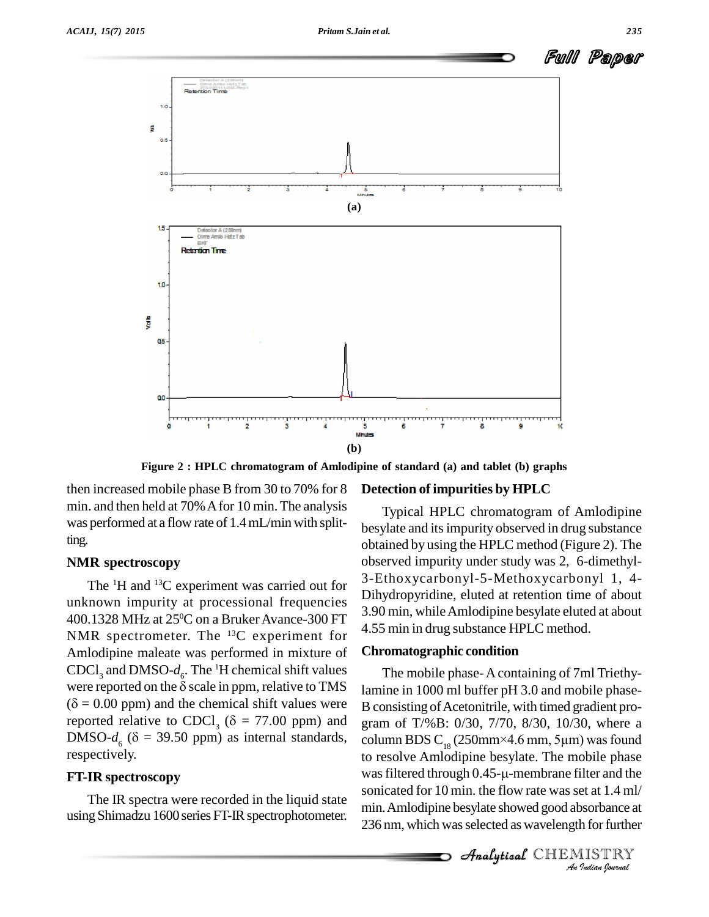Figure 2 : HPLC chromatogram of Amlodipine of standard (a) and tablet (b) graphs

then increased mobile phase B from 30 to 70% for 8 min. and then held at 70% A for 10 min. The analysis was performed at a flow rate of 1.4 mL/min with splitting.

### NMR spectroscopy

The $^{1}$H and $^{13}$C experiment was carried out for unknown impurity at processional frequencies 400.1328 MHz at 25$^{0}$C on a Bruker Avance-300 FT NMR spectrometer. The $^{13}$C experiment for Amlodipine maleate was performed in mixture of $CDCl_3$ and DMSO-$d_6$. The $^{1}$H chemical shift values were reported on the $\delta$ scale in ppm, relative to TMS ($\delta$ = 0.00 ppm) and the chemical shift values were reported relative to $CDCl_3$ ($\delta$ = 77.00 ppm) and DMSO-$d_6$ ($\delta$ = 39.50 ppm) as internal standards, respectively.

### FT-IR spectroscopy

The IR spectra were recorded in the liquid state using Shimadzu 1600 series FT-IR spectrophotometer.

### Detection of impurities by HPLC

Typical HPLC chromatogram of Amlodipine besylate and its impurity observed in drug substance obtained by using the HPLC method (Figure 2). The observed impurity under study was 2, 6-dimethyl-3-Ethoxycarbonyl-5-Methoxycarbonyl 1, 4-Dihydropyridine, eluted at retention time of about 3.90 min, while Amlodipine besylate eluted at about 4.55 min in drug substance HPLC method.

### Chromatographic condition

The mobile phase- A containing of 7ml Triethylamine in 1000 ml buffer pH 3.0 and mobile phase-B consisting of Acetonitrile, with timed gradient program of T/%B: 0/30, 7/70, 8/30, 10/30, where a column BDS $C_{18}$ (250mm×4.6 mm, 5µm) was found to resolve Amlodipine besylate. The mobile phase was filtered through 0.45-µ-membrane filter and the sonicated for 10 min. the flow rate was set at 1.4 ml/min. Amlodipine besylate showed good absorbance at 236 nm, which was selected as wavelength for further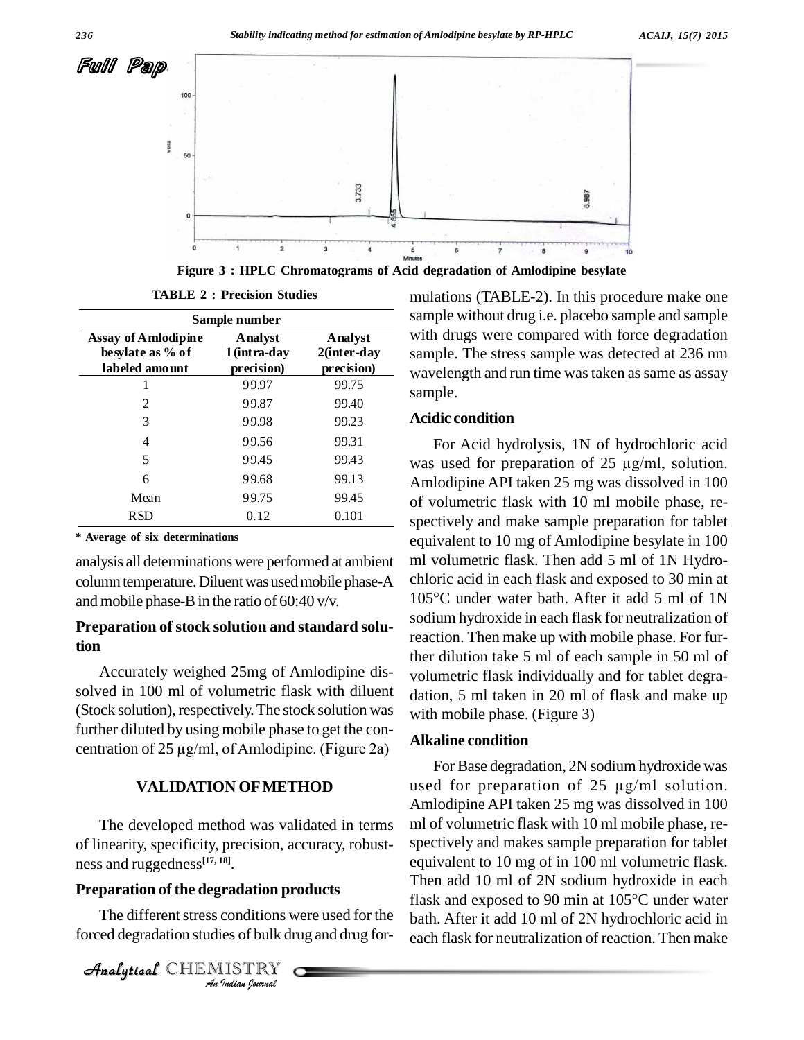Figure 3 : HPLC Chromatograms of Acid degradation of Amlodipine besylate

TABLE 2 : Precision Studies

| Sample number | | |
|---|---|---|
| Assay of Amlodipine besylate as % of labeled amount | Analyst 1 (intra-day precision) | Analyst 2(inter-day precision) |
| 1 | 99.97 | 99.75 |
| 2 | 99.87 | 99.40 |
| 3 | 99.98 | 99.23 |
| 4 | 99.56 | 99.31 |
| 5 | 99.45 | 99.43 |
| 6 | 99.68 | 99.13 |
| Mean | 99.75 | 99.45 |
| RSD | 0.12 | 0.101 |

\* Average of six determinations

analysis all determinations were performed at ambient column temperature. Diluent was used mobile phase-A and mobile phase-B in the ratio of 60:40 v/v.

### Preparation of stock solution and standard solution

Accurately weighed 25mg of Amlodipine dissolved in 100 ml of volumetric flask with diluent (Stock solution), respectively. The stock solution was further diluted by using mobile phase to get the concentration of 25 µg/ml, of Amlodipine. (Figure 2a)

## VALIDATION OF METHOD

The developed method was validated in terms of linearity, specificity, precision, accuracy, robustness and ruggedness[17, 18].

### Preparation of the degradation products

The different stress conditions were used for the forced degradation studies of bulk drug and drug formulations (TABLE-2). In this procedure make one sample without drug i.e. placebo sample and sample with drugs were compared with force degradation sample. The stress sample was detected at 236 nm wavelength and run time was taken as same as assay sample.

### Acidic condition

For Acid hydrolysis, 1N of hydrochloric acid was used for preparation of 25 µg/ml, solution. Amlodipine API taken 25 mg was dissolved in 100 of volumetric flask with 10 ml mobile phase, respectively and make sample preparation for tablet equivalent to 10 mg of Amlodipine besylate in 100 ml volumetric flask. Then add 5 ml of 1N Hydrochloric acid in each flask and exposed to 30 min at 105°C under water bath. After it add 5 ml of 1N sodium hydroxide in each flask for neutralization of reaction. Then make up with mobile phase. For further dilution take 5 ml of each sample in 50 ml of volumetric flask individually and for tablet degradation, 5 ml taken in 20 ml of flask and make up with mobile phase. (Figure 3)

### Alkaline condition

For Base degradation, 2N sodium hydroxide was used for preparation of 25 µg/ml solution. Amlodipine API taken 25 mg was dissolved in 100 ml of volumetric flask with 10 ml mobile phase, respectively and makes sample preparation for tablet equivalent to 10 mg of in 100 ml volumetric flask. Then add 10 ml of 2N sodium hydroxide in each flask and exposed to 90 min at 105°C under water bath. After it add 10 ml of 2N hydrochloric acid in each flask for neutralization of reaction. Then make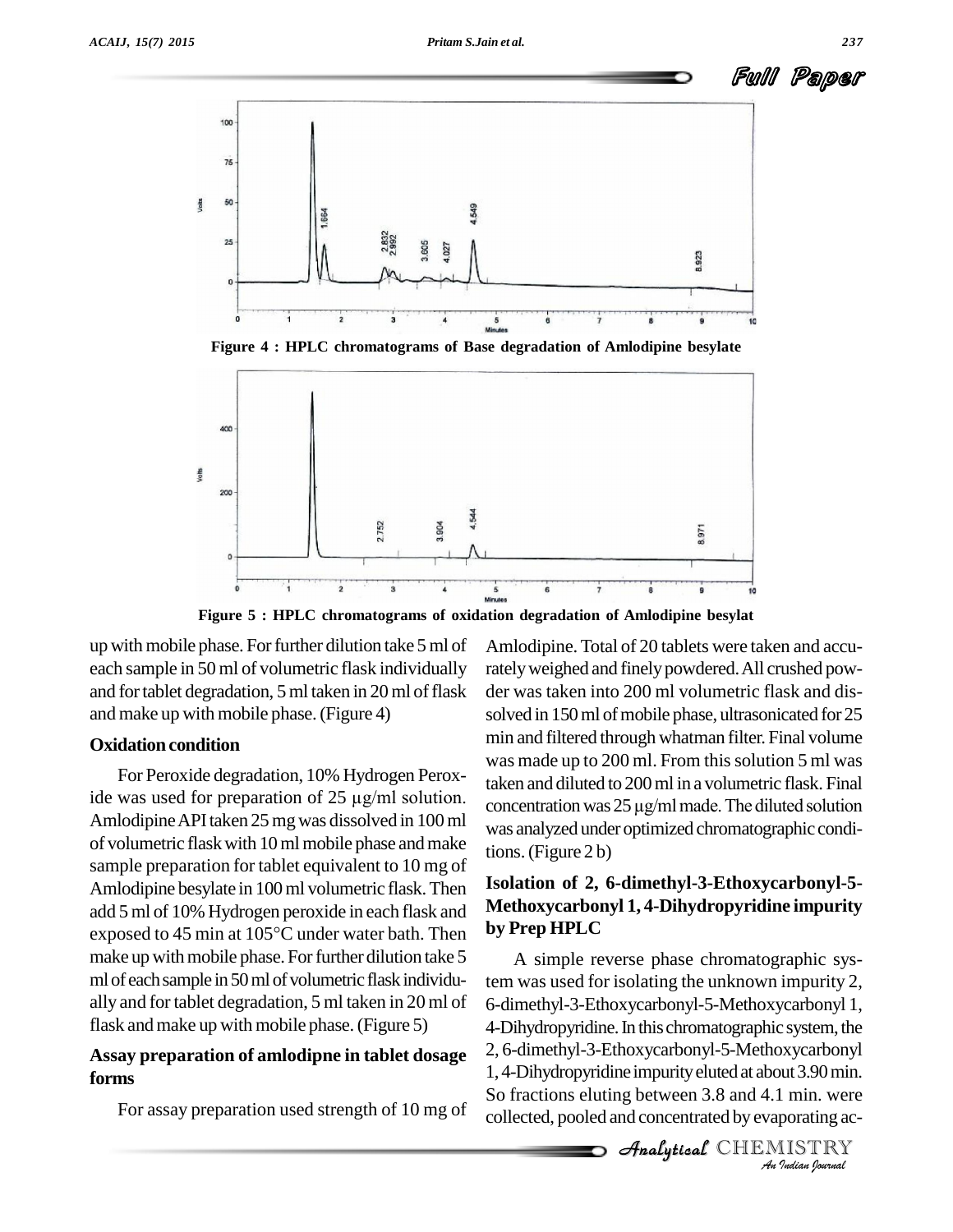Figure 4 : HPLC chromatograms of Base degradation of Amlodipine besylate

Figure 5 : HPLC chromatograms of oxidation degradation of Amlodipine besylat

up with mobile phase. For further dilution take 5 ml of each sample in 50 ml of volumetric flask individually and for tablet degradation, 5 ml taken in 20 ml of flask and make up with mobile phase. (Figure 4)

## Oxidation condition

For Peroxide degradation, 10% Hydrogen Peroxide was used for preparation of 25 µg/ml solution. Amlodipine API taken 25 mg was dissolved in 100 ml of volumetric flask with 10 ml mobile phase and make sample preparation for tablet equivalent to 10 mg of Amlodipine besylate in 100 ml volumetric flask. Then add 5 ml of 10% Hydrogen peroxide in each flask and exposed to 45 min at 105°C under water bath. Then make up with mobile phase. For further dilution take 5 ml of each sample in 50 ml of volumetric flask individually and for tablet degradation, 5 ml taken in 20 ml of flask and make up with mobile phase. (Figure 5)

## Assay preparation of amlodipne in tablet dosage forms

For assay preparation used strength of 10 mg of Amlodipine. Total of 20 tablets were taken and accurately weighed and finely powdered. All crushed powder was taken into 200 ml volumetric flask and dissolved in 150 ml of mobile phase, ultrasonicated for 25 min and filtered through whatman filter. Final volume was made up to 200 ml. From this solution 5 ml was taken and diluted to 200 ml in a volumetric flask. Final concentration was 25 µg/ml made. The diluted solution was analyzed under optimized chromatographic conditions. (Figure 2 b)

## Isolation of 2, 6-dimethyl-3-Ethoxycarbonyl-5-Methoxycarbonyl 1, 4-Dihydropyridine impurity by Prep HPLC

A simple reverse phase chromatographic system was used for isolating the unknown impurity 2, 6-dimethyl-3-Ethoxycarbonyl-5-Methoxycarbonyl 1, 4-Dihydropyridine. In this chromatographic system, the 2, 6-dimethyl-3-Ethoxycarbonyl-5-Methoxycarbonyl 1, 4-Dihydropyridine impurity eluted at about 3.90 min. So fractions eluting between 3.8 and 4.1 min. were collected, pooled and concentrated by evaporating ac-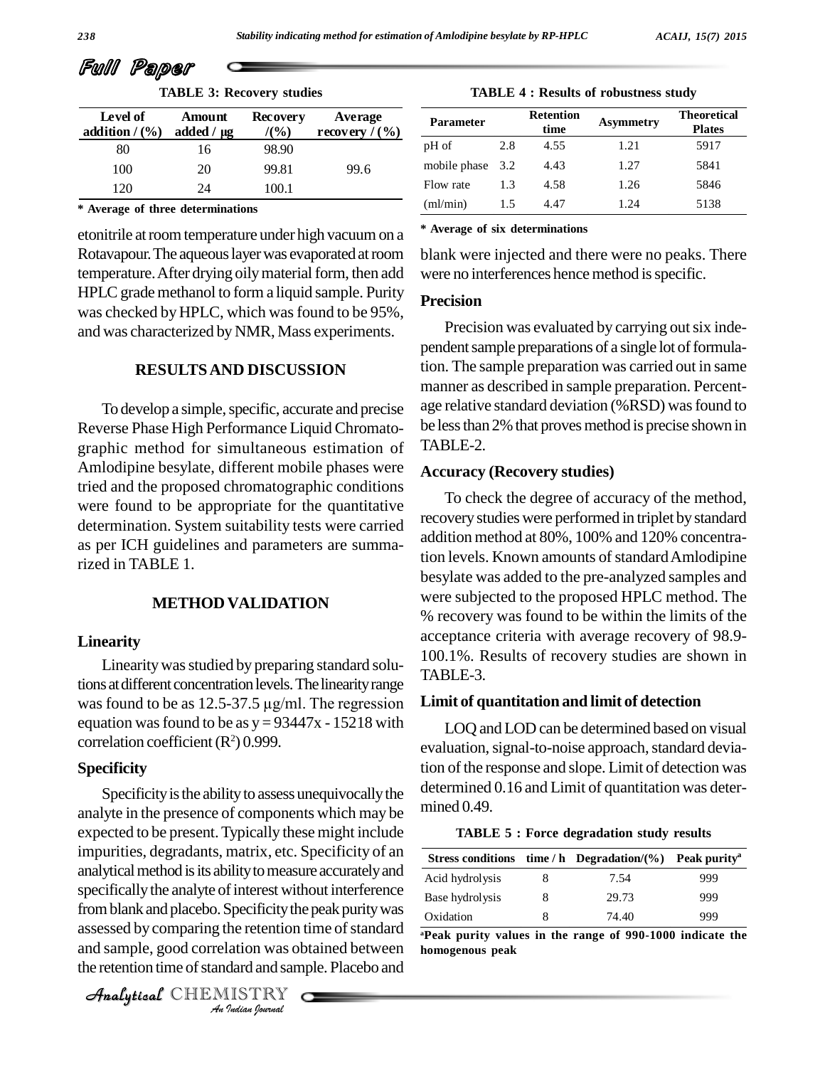**Full Paper**

**TABLE 3: Recovery studies**

| Level of addition / (%) | Amount added / μg | Recovery /(%) | Average recovery / (%) |
|---|---|---|---|
| 80 | 16 | 98.90 | |
| 100 | 20 | 99.81 | 99.6 |
| 120 | 24 | 100.1 | |

**\* Average of three determinations**

etonitrile at room temperature under high vacuum on a Rotavapour. The aqueous layer was evaporated at room temperature. After drying oily material form, then add HPLC grade methanol to form a liquid sample. Purity was checked by HPLC, which was found to be 95%, and was characterized by NMR, Mass experiments.

## RESULTS AND DISCUSSION

To develop a simple, specific, accurate and precise Reverse Phase High Performance Liquid Chromatographic method for simultaneous estimation of Amlodipine besylate, different mobile phases were tried and the proposed chromatographic conditions were found to be appropriate for the quantitative determination. System suitability tests were carried as per ICH guidelines and parameters are summarized in TABLE 1.

## METHOD VALIDATION

### Linearity

Linearity was studied by preparing standard solutions at different concentration levels. The linearity range was found to be as 12.5-37.5 μg/ml. The regression equation was found to be as $y = 93447x - 15218$ with correlation coefficient ($R^2$) 0.999.

### Specificity

Specificity is the ability to assess unequivocally the analyte in the presence of components which may be expected to be present. Typically these might include impurities, degradants, matrix, etc. Specificity of an analytical method is its ability to measure accurately and specifically the analyte of interest without interference from blank and placebo. Specificity the peak purity was assessed by comparing the retention time of standard and sample, good correlation was obtained between the retention time of standard and sample. Placebo and blank were injected and there were no peaks. There were no interferences hence method is specific.

**TABLE 4 : Results of robustness study**

| Parameter | | Retention time | Asymmetry | Theoretical Plates |
|---|---|---|---|---|
| pH of | 2.8 | 4.55 | 1.21 | 5917 |
| mobile phase | 3.2 | 4.43 | 1.27 | 5841 |
| Flow rate | 1.3 | 4.58 | 1.26 | 5846 |
| (ml/min) | 1.5 | 4.47 | 1.24 | 5138 |

**\* Average of six determinations**

### Precision

Precision was evaluated by carrying out six independent sample preparations of a single lot of formulation. The sample preparation was carried out in same manner as described in sample preparation. Percentage relative standard deviation (%RSD) was found to be less than 2% that proves method is precise shown in TABLE-2.

### Accuracy (Recovery studies)

To check the degree of accuracy of the method, recovery studies were performed in triplet by standard addition method at 80%, 100% and 120% concentration levels. Known amounts of standard Amlodipine besylate was added to the pre-analyzed samples and were subjected to the proposed HPLC method. The % recovery was found to be within the limits of the acceptance criteria with average recovery of 98.9-100.1%. Results of recovery studies are shown in TABLE-3.

### Limit of quantitation and limit of detection

LOQ and LOD can be determined based on visual evaluation, signal-to-noise approach, standard deviation of the response and slope. Limit of detection was determined 0.16 and Limit of quantitation was determined 0.49.

**TABLE 5 : Force degradation study results**

| Stress conditions | time / h | Degradation/(%) | Peak purity[a] |
|---|---|---|---|
| Acid hydrolysis | 8 | 7.54 | 999 |
| Base hydrolysis | 8 | 29.73 | 999 |
| Oxidation | 8 | 74.40 | 999 |

**[a]Peak purity values in the range of 990-1000 indicate the homogenous peak**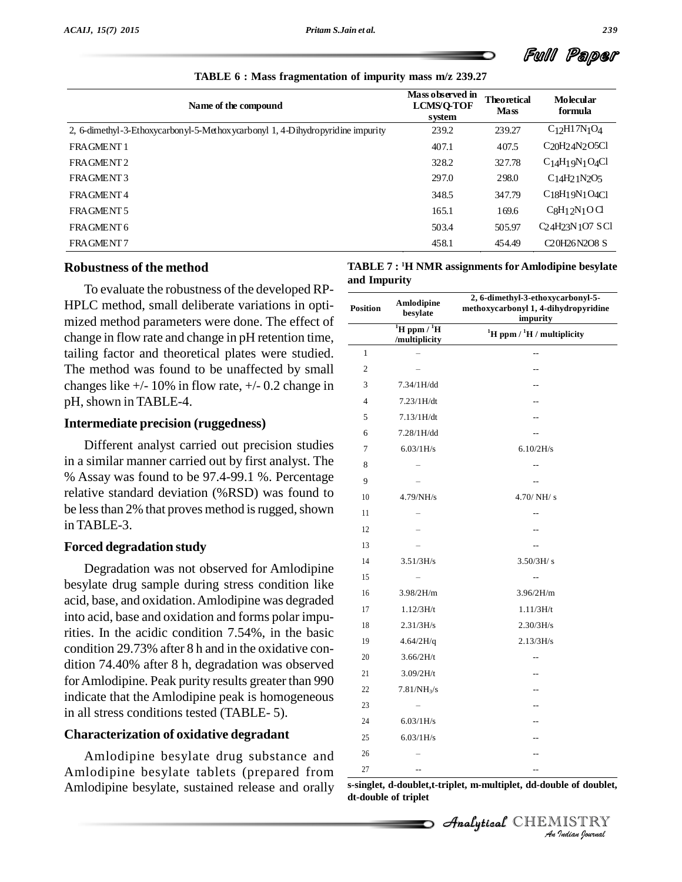TABLE 6 : Mass fragmentation of impurity mass m/z 239.27

| Name of the compound | Mass observed in LCMS/Q-TOF system | Theoretical Mass | Molecular formula |
|---|---|---|---|
| 2, 6-dimethyl-3-Ethoxycarbonyl-5-Methoxycarbonyl 1, 4-Dihydropyridine impurity | 239.2 | 239.27 | $C_{12}H_{17}N_1O_4$ |
| FRAGMENT 1 | 407.1 | 407.5 | $C_{20}H_{24}N_2O_5Cl$ |
| FRAGMENT 2 | 328.2 | 327.78 | $C_{14}H_{19}N_1O_4Cl$ |
| FRAGMENT 3 | 297.0 | 298.0 | $C_{14}H_{21}N_2O_5$ |
| FRAGMENT 4 | 348.5 | 347.79 | $C_{18}H_{19}N_1O_4Cl$ |
| FRAGMENT 5 | 165.1 | 169.6 | $C_8H_{12}N_1OCl$ |
| FRAGMENT 6 | 503.4 | 505.97 | $C_{24}H_{23}N_1O_7SCl$ |
| FRAGMENT 7 | 458.1 | 454.49 | $C_{20}H_{26}N_2O_8S$ |

## Robustness of the method

To evaluate the robustness of the developed RP-HPLC method, small deliberate variations in optimized method parameters were done. The effect of change in flow rate and change in pH retention time, tailing factor and theoretical plates were studied. The method was found to be unaffected by small changes like +/- 10% in flow rate, +/- 0.2 change in pH, shown in TABLE-4.

## Intermediate precision (ruggedness)

Different analyst carried out precision studies in a similar manner carried out by first analyst. The % Assay was found to be 97.4-99.1 %. Percentage relative standard deviation (%RSD) was found to be less than 2% that proves method is rugged, shown in TABLE-3.

## Forced degradation study

Degradation was not observed for Amlodipine besylate drug sample during stress condition like acid, base, and oxidation. Amlodipine was degraded into acid, base and oxidation and forms polar impurities. In the acidic condition 7.54%, in the basic condition 29.73% after 8 h and in the oxidative condition 74.40% after 8 h, degradation was observed for Amlodipine. Peak purity results greater than 990 indicate that the Amlodipine peak is homogeneous in all stress conditions tested (TABLE- 5).

## Characterization of oxidative degradant

Amlodipine besylate drug substance and Amlodipine besylate tablets (prepared from Amlodipine besylate, sustained release and orally

TABLE 7 : $^1$H NMR assignments for Amlodipine besylate and Impurity

| Position | Amlodipine besylate | 2, 6-dimethyl-3-ethoxycarbonyl-5-methoxycarbonyl 1, 4-dihydropyridine impurity |
|---|---|---|
| | $^1$H ppm / $^1$H /multiplicity | $^1$H ppm / $^1$H / multiplicity |
| 1 | – | -- |
| 2 | – | -- |
| 3 | 7.34/1H/dd | -- |
| 4 | 7.23/1H/dt | -- |
| 5 | 7.13/1H/dt | -- |
| 6 | 7.28/1H/dd | -- |
| 7 | 6.03/1H/s | 6.10/2H/s |
| 8 | – | -- |
| 9 | – | -- |
| 10 | 4.79/NH/s | 4.70/ NH/ s |
| 11 | – | -- |
| 12 | – | -- |
| 13 | – | -- |
| 14 | 3.51/3H/s | 3.50/3H/ s |
| 15 | – | -- |
| 16 | 3.98/2H/m | 3.96/2H/m |
| 17 | 1.12/3H/t | 1.11/3H/t |
| 18 | 2.31/3H/s | 2.30/3H/s |
| 19 | 4.64/2H/q | 2.13/3H/s |
| 20 | 3.66/2H/t | -- |
| 21 | 3.09/2H/t | -- |
| 22 | 7.81/$NH_3$/s | -- |
| 23 | – | -- |
| 24 | 6.03/1H/s | -- |
| 25 | 6.03/1H/s | -- |
| 26 | – | -- |
| 27 | -- | -- |

s-singlet, d-doublet,t-triplet, m-multiplet, dd-double of doublet, dt-double of triplet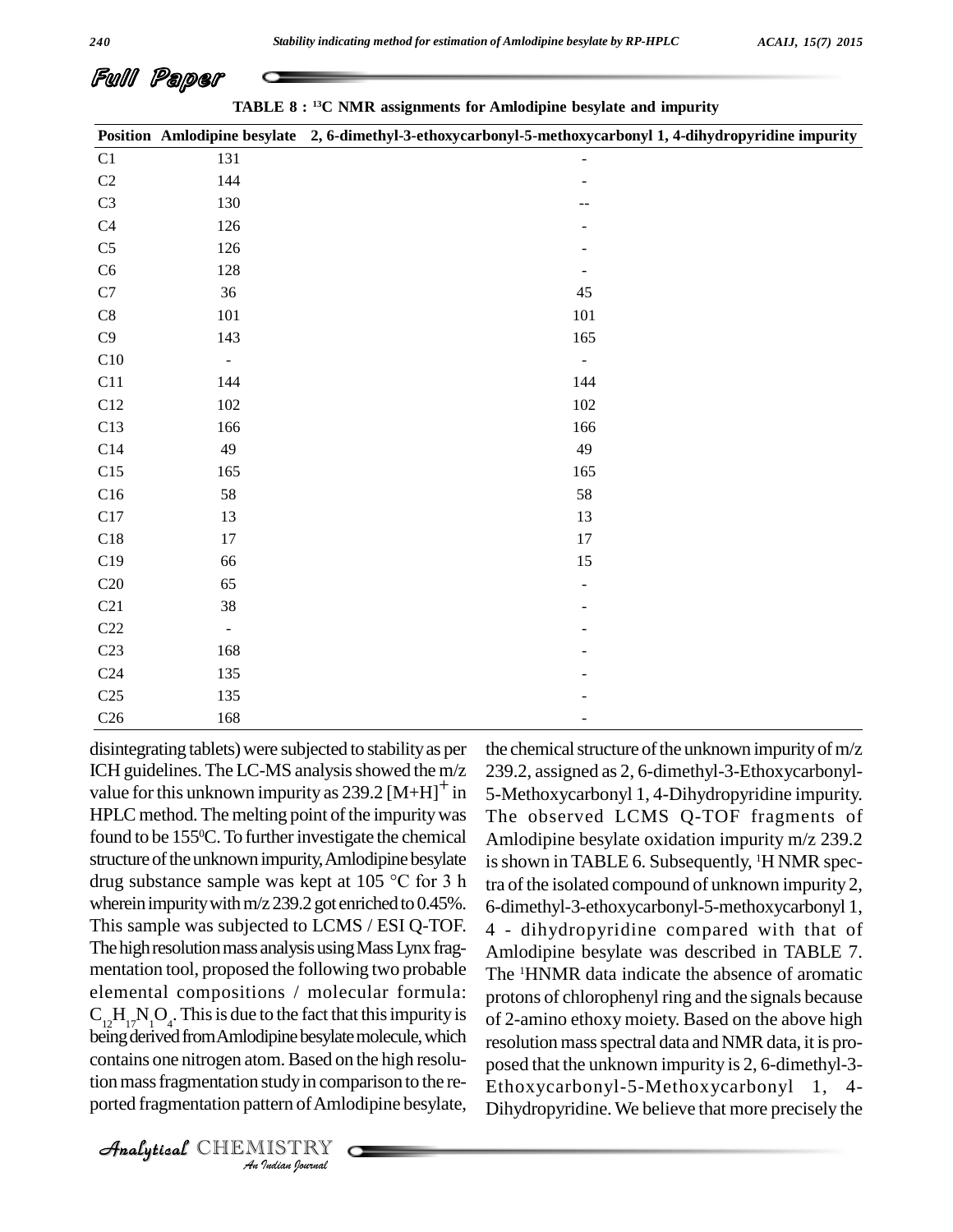**TABLE 8 : $^{13}$C NMR assignments for Amlodipine besylate and impurity**

| Position | Amlodipine besylate | 2, 6-dimethyl-3-ethoxycarbonyl-5-methoxycarbonyl 1, 4-dihydropyridine impurity |
|---|---|---|
| C1 | 131 | - |
| C2 | 144 | - |
| C3 | 130 | -- |
| C4 | 126 | - |
| C5 | 126 | - |
| C6 | 128 | - |
| C7 | 36 | 45 |
| C8 | 101 | 101 |
| C9 | 143 | 165 |
| C10 | - | - |
| C11 | 144 | 144 |
| C12 | 102 | 102 |
| C13 | 166 | 166 |
| C14 | 49 | 49 |
| C15 | 165 | 165 |
| C16 | 58 | 58 |
| C17 | 13 | 13 |
| C18 | 17 | 17 |
| C19 | 66 | 15 |
| C20 | 65 | - |
| C21 | 38 | - |
| C22 | - | - |
| C23 | 168 | - |
| C24 | 135 | - |
| C25 | 135 | - |
| C26 | 168 | - |

disintegrating tablets) were subjected to stability as per ICH guidelines. The LC-MS analysis showed the m/z value for this unknown impurity as 239.2 $[M+H]^+$ in HPLC method. The melting point of the impurity was found to be 155°C. To further investigate the chemical structure of the unknown impurity, Amlodipine besylate drug substance sample was kept at 105 °C for 3 h wherein impurity with m/z 239.2 got enriched to 0.45%. This sample was subjected to LCMS / ESI Q-TOF. The high resolution mass analysis using Mass Lynx fragmentation tool, proposed the following two probable elemental compositions / molecular formula: $C_{12}H_{17}N_1O_4$. This is due to the fact that this impurity is being derived from Amlodipine besylate molecule, which contains one nitrogen atom. Based on the high resolution mass fragmentation study in comparison to the reported fragmentation pattern of Amlodipine besylate, the chemical structure of the unknown impurity of m/z 239.2, assigned as 2, 6-dimethyl-3-Ethoxycarbonyl-5-Methoxycarbonyl 1, 4-Dihydropyridine impurity. The observed LCMS Q-TOF fragments of Amlodipine besylate oxidation impurity m/z 239.2 is shown in TABLE 6. Subsequently, $^1$H NMR spectra of the isolated compound of unknown impurity 2, 6-dimethyl-3-ethoxycarbonyl-5-methoxycarbonyl 1, 4 - dihydropyridine compared with that of Amlodipine besylate was described in TABLE 7. The $^1$HNMR data indicate the absence of aromatic protons of chlorophenyl ring and the signals because of 2-amino ethoxy moiety. Based on the above high resolution mass spectral data and NMR data, it is proposed that the unknown impurity is 2, 6-dimethyl-3-Ethoxycarbonyl-5-Methoxycarbonyl 1, 4-Dihydropyridine. We believe that more precisely the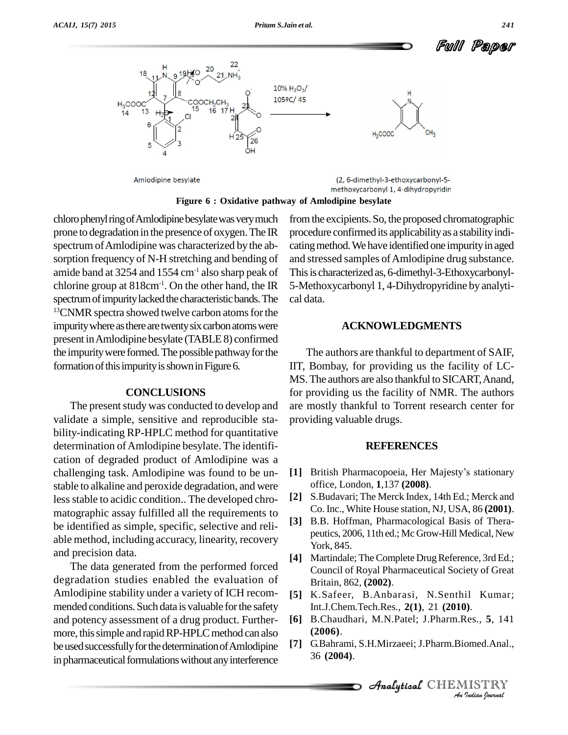Figure 6 : Oxidative pathway of Amlodipine besylate

chloro phenyl ring of Amlodipine besylate was very much prone to degradation in the presence of oxygen. The IR spectrum of Amlodipine was characterized by the absorption frequency of N-H stretching and bending of amide band at 3254 and 1554 $cm^{-1}$ also sharp peak of chlorine group at 818$cm^{-1}$. On the other hand, the IR spectrum of impurity lacked the characteristic bands. The $^{13}$CNMR spectra showed twelve carbon atoms for the impurity where as there are twenty six carbon atoms were present in Amlodipine besylate (TABLE 8) confirmed the impurity were formed. The possible pathway for the formation of this impurity is shown in Figure 6.

## CONCLUSIONS

The present study was conducted to develop and validate a simple, sensitive and reproducible stability-indicating RP-HPLC method for quantitative determination of Amlodipine besylate. The identification of degraded product of Amlodipine was a challenging task. Amlodipine was found to be unstable to alkaline and peroxide degradation, and were less stable to acidic condition.. The developed chromatographic assay fulfilled all the requirements to be identified as simple, specific, selective and reliable method, including accuracy, linearity, recovery and precision data.

The data generated from the performed forced degradation studies enabled the evaluation of Amlodipine stability under a variety of ICH recommended conditions. Such data is valuable for the safety and potency assessment of a drug product. Furthermore, this simple and rapid RP-HPLC method can also be used successfully for the determination of Amlodipine in pharmaceutical formulations without any interference from the excipients. So, the proposed chromatographic procedure confirmed its applicability as a stability indicating method. We have identified one impurity in aged and stressed samples of Amlodipine drug substance. This is characterized as, 6-dimethyl-3-Ethoxycarbonyl-5-Methoxycarbonyl 1, 4-Dihydropyridine by analytical data.

## ACKNOWLEDGMENTS

The authors are thankful to department of SAIF, IIT, Bombay, for providing us the facility of LC-MS. The authors are also thankful to SICART, Anand, for providing us the facility of NMR. The authors are mostly thankful to Torrent research center for providing valuable drugs.

## REFERENCES

[1] British Pharmacopoeia, Her Majesty's stationary office, London, **1**,137 **(2008)**.

[2] S.Budavari; The Merck Index, 14th Ed.; Merck and Co. Inc., White House station, NJ, USA, 86 **(2001)**.

[3] B.B. Hoffman, Pharmacological Basis of Therapeutics, 2006, 11th ed.; Mc Grow-Hill Medical, New York, 845.

[4] Martindale; The Complete Drug Reference, 3rd Ed.; Council of Royal Pharmaceutical Society of Great Britain, 862, **(2002)**.

[5] K.Safeer, B.Anbarasi, N.Senthil Kumar; Int.J.Chem.Tech.Res., **2(1)**, 21 **(2010)**.

[6] B.Chaudhari, M.N.Patel; J.Pharm.Res., **5**, 141 **(2006)**.

[7] G.Bahrami, S.H.Mirzaeei; J.Pharm.Biomed.Anal., 36 **(2004)**.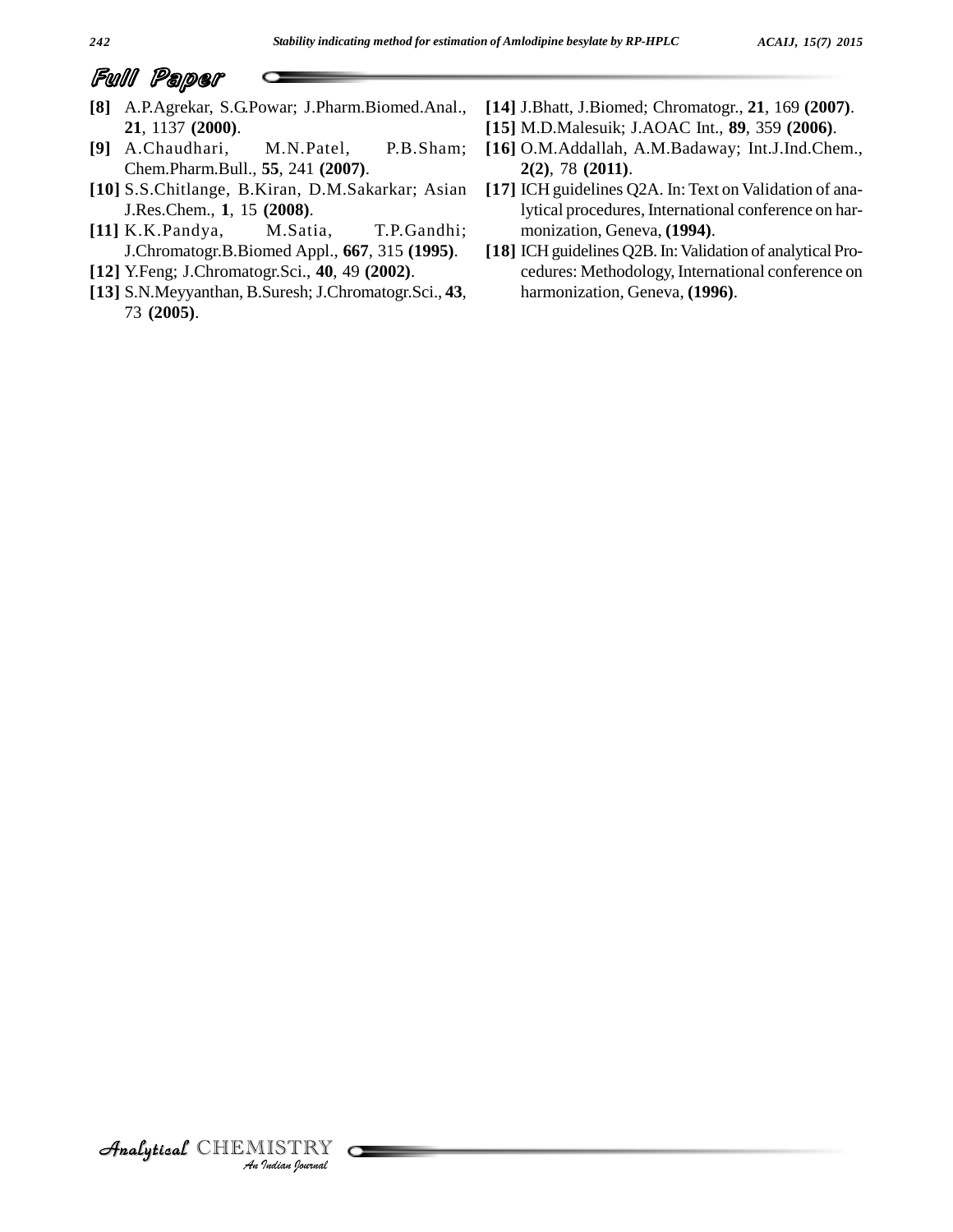[8] A.P.Agrekar, S.G.Powar; J.Pharm.Biomed.Anal., **21**, 1137 **(2000)**.

[9] A.Chaudhari, M.N.Patel, P.B.Sham; Chem.Pharm.Bull., **55**, 241 **(2007)**.

[10] S.S.Chitlange, B.Kiran, D.M.Sakarkar; Asian J.Res.Chem., **1**, 15 **(2008)**.

[11] K.K.Pandya, M.Satia, T.P.Gandhi; J.Chromatogr.B.Biomed Appl., **667**, 315 **(1995)**.

[12] Y.Feng; J.Chromatogr.Sci., **40**, 49 **(2002)**.

[13] S.N.Meyyanthan, B.Suresh; J.Chromatogr.Sci., **43**, 73 **(2005)**.

[14] J.Bhatt, J.Biomed; Chromatogr., **21**, 169 **(2007)**.

[15] M.D.Malesuik; J.AOAC Int., **89**, 359 **(2006)**.

[16] O.M.Addallah, A.M.Badaway; Int.J.Ind.Chem., **2(2)**, 78 **(2011)**.

[17] ICH guidelines Q2A. In: Text on Validation of analytical procedures, International conference on harmonization, Geneva, **(1994)**.

[18] ICH guidelines Q2B. In: Validation of analytical Procedures: Methodology, International conference on harmonization, Geneva, **(1996)**.